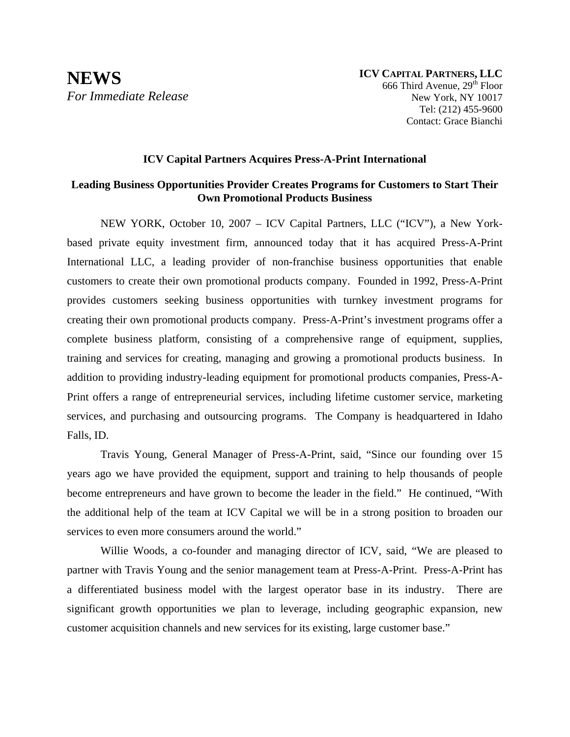# NEWS

*For Immediate Release*

**ICV CAPITAL PARTNERS, LLC**
666 Third Avenue, 29th Floor
New York, NY 10017
Tel: (212) 455-9600
Contact: Grace Bianchi

**ICV Capital Partners Acquires Press-A-Print International**

**Leading Business Opportunities Provider Creates Programs for Customers to Start Their Own Promotional Products Business**

NEW YORK, October 10, 2007 – ICV Capital Partners, LLC ("ICV"), a New York-based private equity investment firm, announced today that it has acquired Press-A-Print International LLC, a leading provider of non-franchise business opportunities that enable customers to create their own promotional products company. Founded in 1992, Press-A-Print provides customers seeking business opportunities with turnkey investment programs for creating their own promotional products company. Press-A-Print's investment programs offer a complete business platform, consisting of a comprehensive range of equipment, supplies, training and services for creating, managing and growing a promotional products business. In addition to providing industry-leading equipment for promotional products companies, Press-A-Print offers a range of entrepreneurial services, including lifetime customer service, marketing services, and purchasing and outsourcing programs. The Company is headquartered in Idaho Falls, ID.

Travis Young, General Manager of Press-A-Print, said, "Since our founding over 15 years ago we have provided the equipment, support and training to help thousands of people become entrepreneurs and have grown to become the leader in the field." He continued, "With the additional help of the team at ICV Capital we will be in a strong position to broaden our services to even more consumers around the world."

Willie Woods, a co-founder and managing director of ICV, said, "We are pleased to partner with Travis Young and the senior management team at Press-A-Print. Press-A-Print has a differentiated business model with the largest operator base in its industry. There are significant growth opportunities we plan to leverage, including geographic expansion, new customer acquisition channels and new services for its existing, large customer base."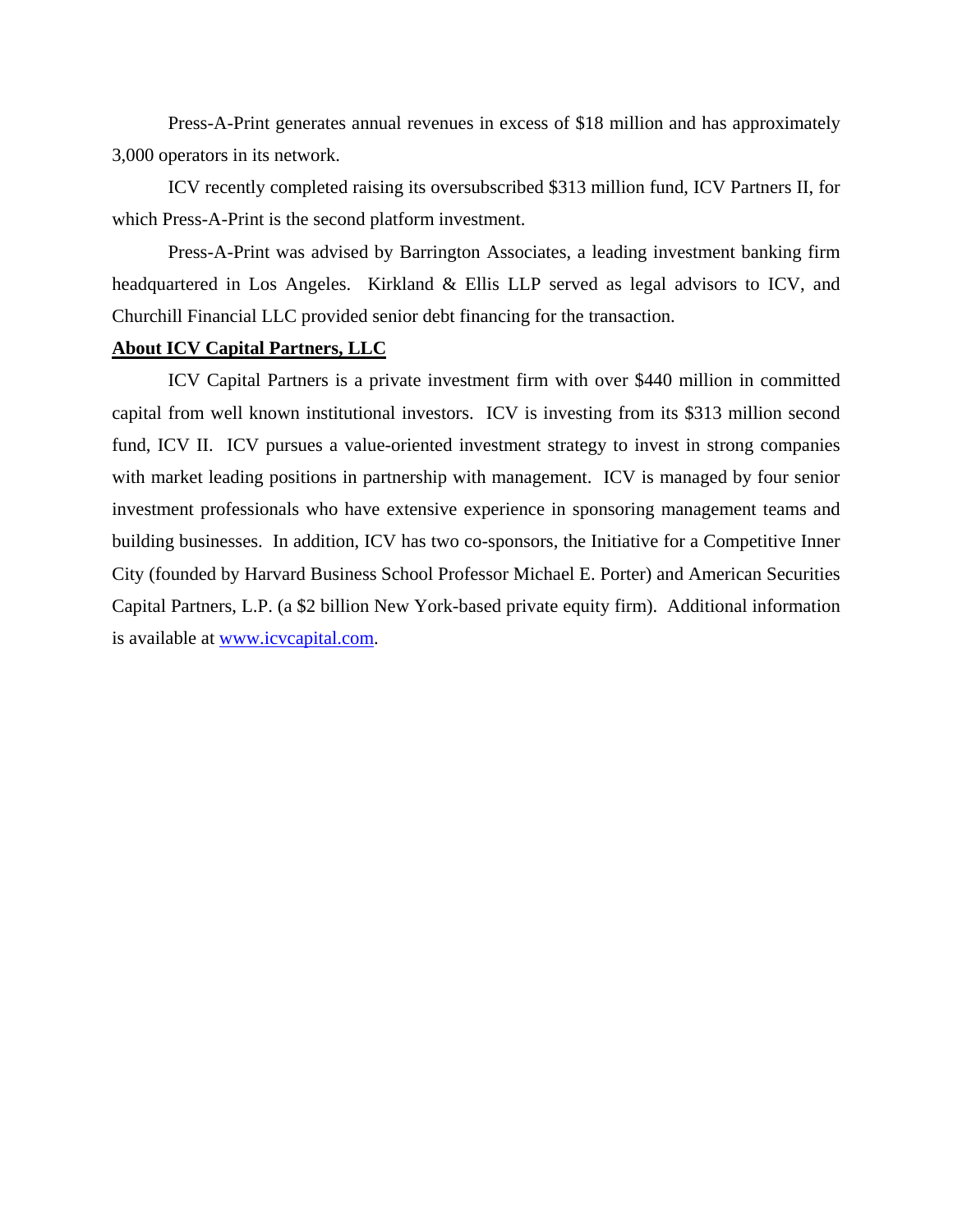Press-A-Print generates annual revenues in excess of $18 million and has approximately 3,000 operators in its network.

ICV recently completed raising its oversubscribed $313 million fund, ICV Partners II, for which Press-A-Print is the second platform investment.

Press-A-Print was advised by Barrington Associates, a leading investment banking firm headquartered in Los Angeles. Kirkland & Ellis LLP served as legal advisors to ICV, and Churchill Financial LLC provided senior debt financing for the transaction.

**About ICV Capital Partners, LLC**

ICV Capital Partners is a private investment firm with over $440 million in committed capital from well known institutional investors. ICV is investing from its $313 million second fund, ICV II. ICV pursues a value-oriented investment strategy to invest in strong companies with market leading positions in partnership with management. ICV is managed by four senior investment professionals who have extensive experience in sponsoring management teams and building businesses. In addition, ICV has two co-sponsors, the Initiative for a Competitive Inner City (founded by Harvard Business School Professor Michael E. Porter) and American Securities Capital Partners, L.P. (a $2 billion New York-based private equity firm). Additional information is available at www.icvcapital.com.